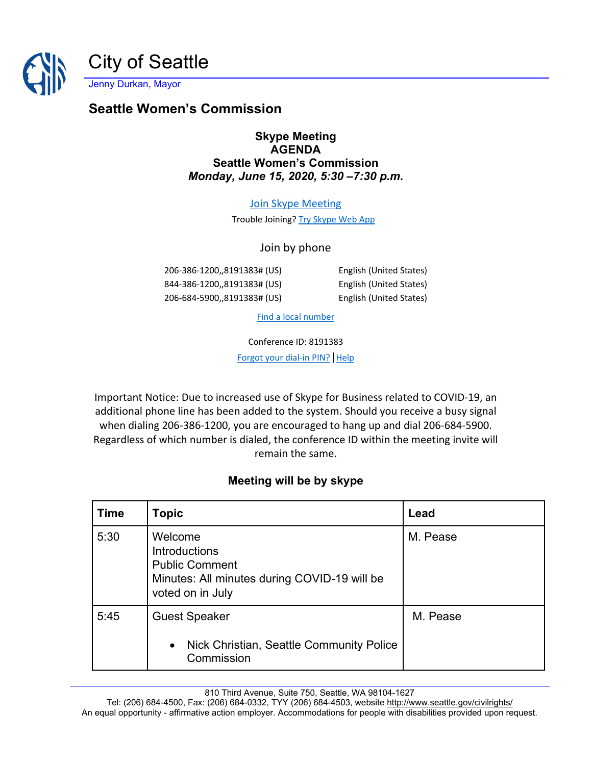# City of Seattle

Jenny Durkan, Mayor

## Seattle Women's Commission

**Skype Meeting**
**AGENDA**
**Seattle Women's Commission**
***Monday, June 15, 2020, 5:30 –7:30 p.m.***

Join Skype Meeting

Trouble Joining? Try Skype Web App

Join by phone

| | |
|---|---|
| 206-386-1200,,8191383# (US) | English (United States) |
| 844-386-1200,,8191383# (US) | English (United States) |
| 206-684-5900,,8191383# (US) | English (United States) |

Find a local number

Conference ID: 8191383

Forgot your dial-in PIN? | Help

Important Notice: Due to increased use of Skype for Business related to COVID-19, an additional phone line has been added to the system. Should you receive a busy signal when dialing 206-386-1200, you are encouraged to hang up and dial 206-684-5900. Regardless of which number is dialed, the conference ID within the meeting invite will remain the same.

**Meeting will be by skype**

| Time | Topic | Lead |
|---|---|---|
| 5:30 | Welcome<br>Introductions<br>Public Comment<br>Minutes: All minutes during COVID-19 will be voted on in July | M. Pease |
| 5:45 | Guest Speaker<br>• Nick Christian, Seattle Community Police Commission | M. Pease |

810 Third Avenue, Suite 750, Seattle, WA 98104-1627
Tel: (206) 684-4500, Fax: (206) 684-0332, TYY (206) 684-4503, website http://www.seattle.gov/civilrights/
An equal opportunity - affirmative action employer. Accommodations for people with disabilities provided upon request.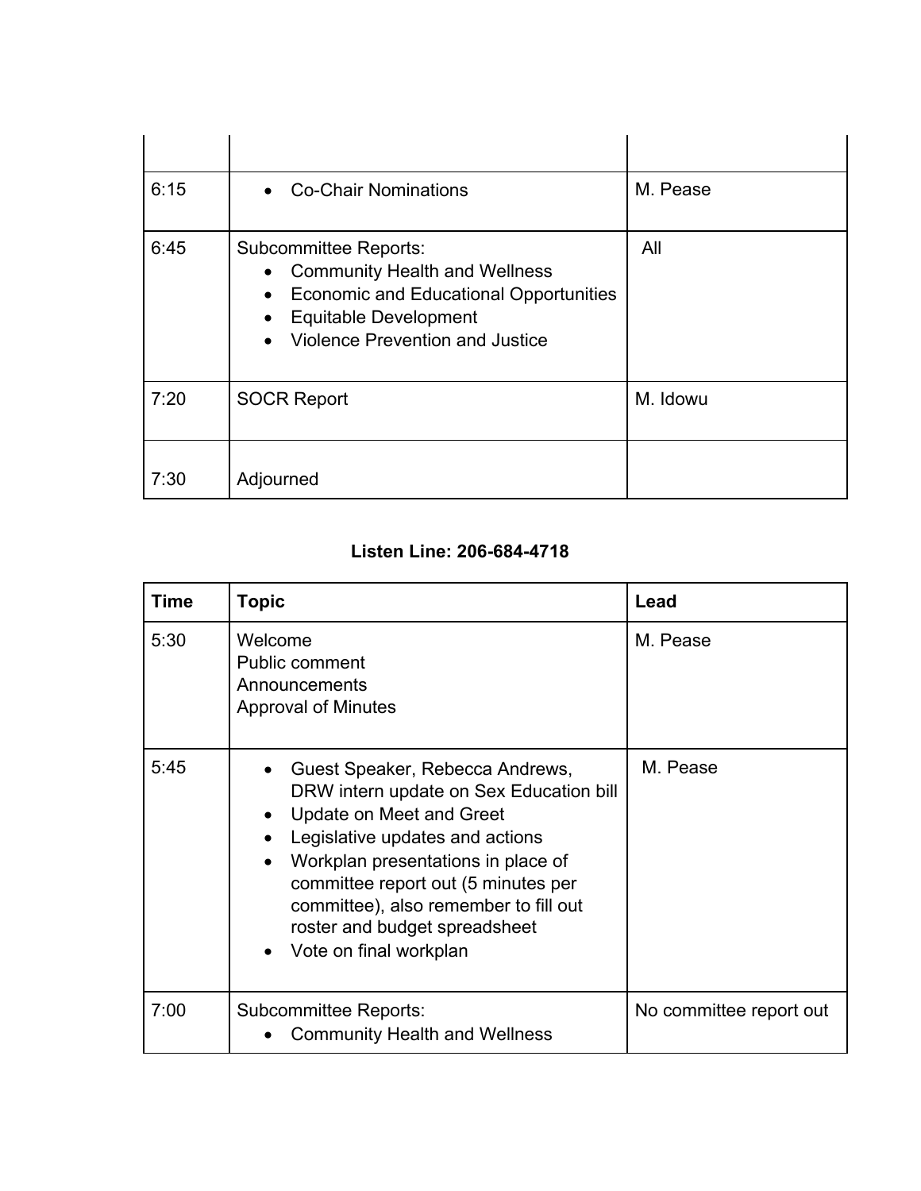| | | |
|---|---|---|
| | | |
| 6:15 | • Co-Chair Nominations | M. Pease |
| 6:45 | Subcommittee Reports:<br>• Community Health and Wellness<br>• Economic and Educational Opportunities<br>• Equitable Development<br>• Violence Prevention and Justice | All |
| 7:20 | SOCR Report | M. Idowu |
| 7:30 | Adjourned | |

**Listen Line: 206-684-4718**

| Time | Topic | Lead |
|---|---|---|
| 5:30 | Welcome<br>Public comment<br>Announcements<br>Approval of Minutes | M. Pease |
| 5:45 | • Guest Speaker, Rebecca Andrews, DRW intern update on Sex Education bill<br>• Update on Meet and Greet<br>• Legislative updates and actions<br>• Workplan presentations in place of committee report out (5 minutes per committee), also remember to fill out roster and budget spreadsheet<br>• Vote on final workplan | M. Pease |
| 7:00 | Subcommittee Reports:<br>• Community Health and Wellness | No committee report out |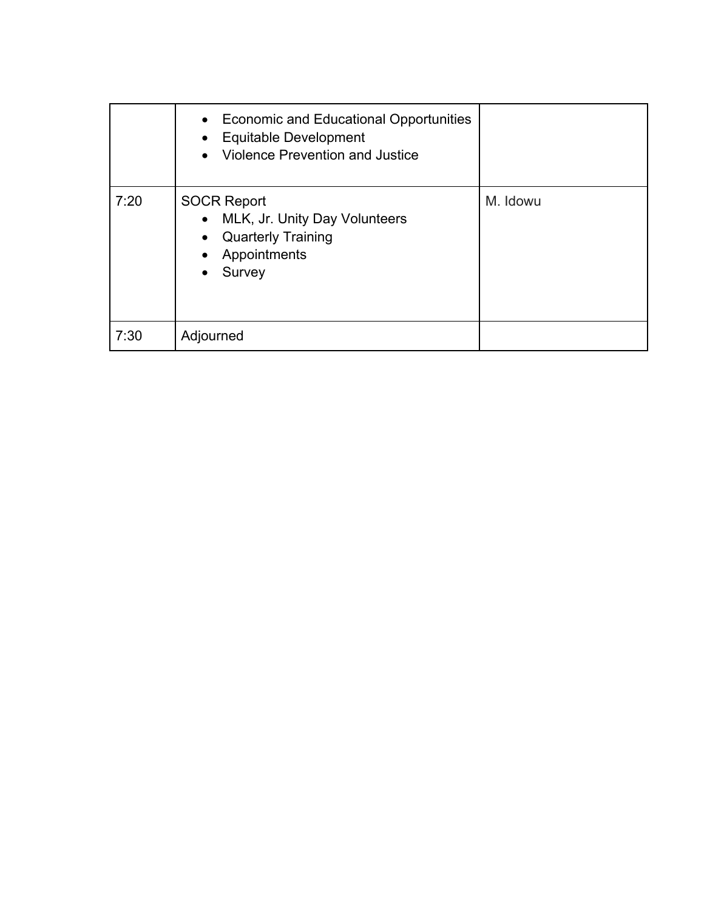| | | |
|---|---|---|
| | • Economic and Educational Opportunities<br>• Equitable Development<br>• Violence Prevention and Justice | |
| 7:20 | SOCR Report<br>• MLK, Jr. Unity Day Volunteers<br>• Quarterly Training<br>• Appointments<br>• Survey | M. Idowu |
| 7:30 | Adjourned | |